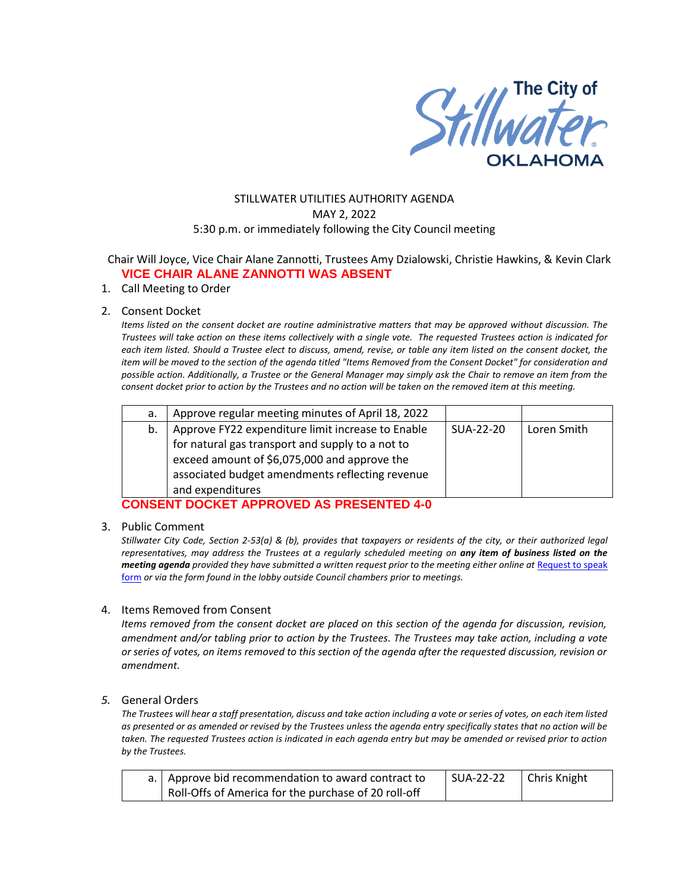The City of Stillwater OKLAHOMA

STILLWATER UTILITIES AUTHORITY AGENDA
MAY 2, 2022
5:30 p.m. or immediately following the City Council meeting

Chair Will Joyce, Vice Chair Alane Zannotti, Trustees Amy Dzialowski, Christie Hawkins, & Kevin Clark

**VICE CHAIR ALANE ZANNOTTI WAS ABSENT**

1. Call Meeting to Order

2. Consent Docket

   *Items listed on the consent docket are routine administrative matters that may be approved without discussion. The Trustees will take action on these items collectively with a single vote. The requested Trustees action is indicated for each item listed. Should a Trustee elect to discuss, amend, revise, or table any item listed on the consent docket, the item will be moved to the section of the agenda titled "Items Removed from the Consent Docket" for consideration and possible action. Additionally, a Trustee or the General Manager may simply ask the Chair to remove an item from the consent docket prior to action by the Trustees and no action will be taken on the removed item at this meeting.*

| | | | |
|---|---|---|---|
| a. | Approve regular meeting minutes of April 18, 2022 | | |
| b. | Approve FY22 expenditure limit increase to Enable for natural gas transport and supply to a not to exceed amount of $6,075,000 and approve the associated budget amendments reflecting revenue and expenditures | SUA-22-20 | Loren Smith |

**CONSENT DOCKET APPROVED AS PRESENTED 4-0**

3. Public Comment

   *Stillwater City Code, Section 2-53(a) & (b), provides that taxpayers or residents of the city, or their authorized legal representatives, may address the Trustees at a regularly scheduled meeting on **any item of business listed on the meeting agenda** provided they have submitted a written request prior to the meeting either online at [Request to speak form]() or via the form found in the lobby outside Council chambers prior to meetings.*

4. Items Removed from Consent

   *Items removed from the consent docket are placed on this section of the agenda for discussion, revision, amendment and/or tabling prior to action by the Trustees. The Trustees may take action, including a vote or series of votes, on items removed to this section of the agenda after the requested discussion, revision or amendment.*

5. General Orders

   *The Trustees will hear a staff presentation, discuss and take action including a vote or series of votes, on each item listed as presented or as amended or revised by the Trustees unless the agenda entry specifically states that no action will be taken. The requested Trustees action is indicated in each agenda entry but may be amended or revised prior to action by the Trustees.*

| | | | |
|---|---|---|---|
| a. | Approve bid recommendation to award contract to Roll-Offs of America for the purchase of 20 roll-off | SUA-22-22 | Chris Knight |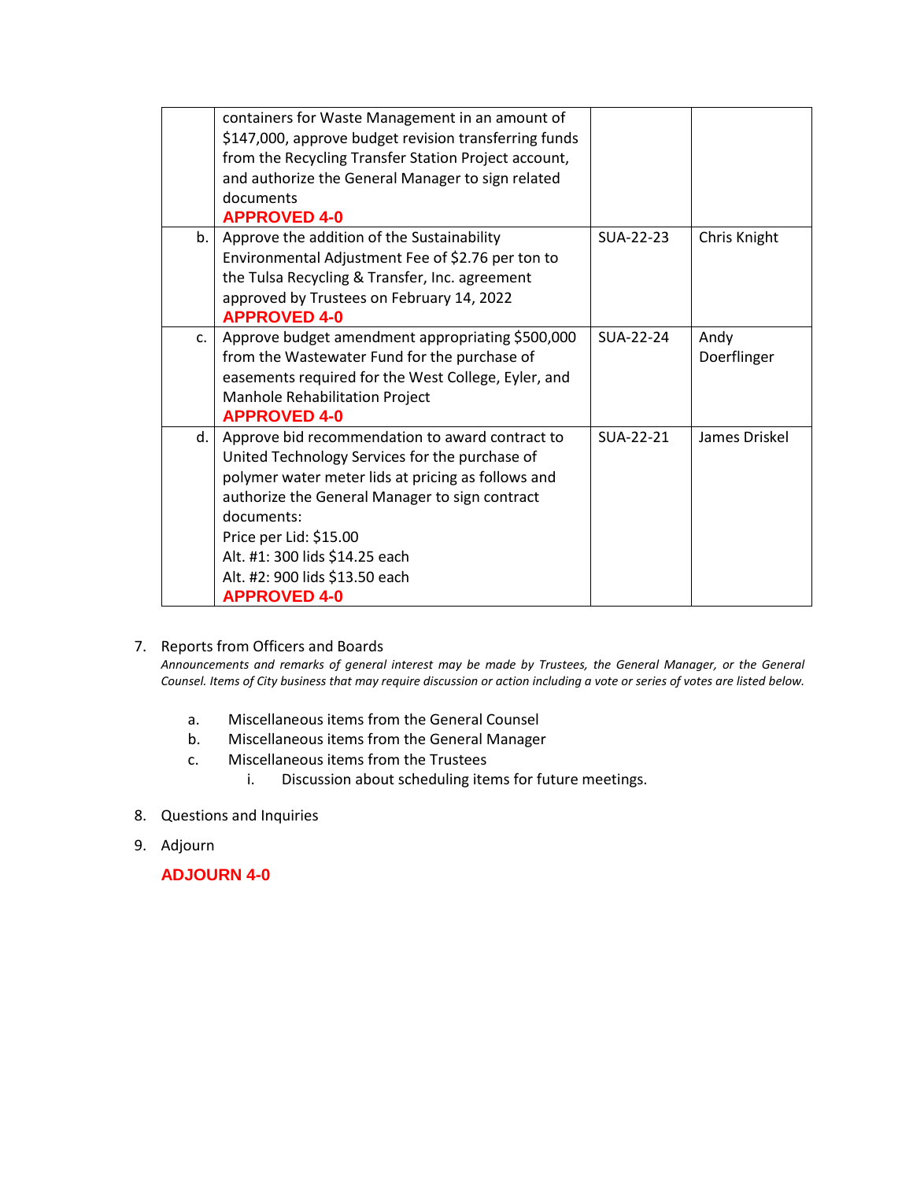| | | | |
|---|---|---|---|
| | containers for Waste Management in an amount of $147,000, approve budget revision transferring funds from the Recycling Transfer Station Project account, and authorize the General Manager to sign related documents<br>**APPROVED 4-0** | | |
| b. | Approve the addition of the Sustainability Environmental Adjustment Fee of $2.76 per ton to the Tulsa Recycling & Transfer, Inc. agreement approved by Trustees on February 14, 2022<br>**APPROVED 4-0** | SUA-22-23 | Chris Knight |
| c. | Approve budget amendment appropriating $500,000 from the Wastewater Fund for the purchase of easements required for the West College, Eyler, and Manhole Rehabilitation Project<br>**APPROVED 4-0** | SUA-22-24 | Andy Doerflinger |
| d. | Approve bid recommendation to award contract to United Technology Services for the purchase of polymer water meter lids at pricing as follows and authorize the General Manager to sign contract documents:<br>Price per Lid: $15.00<br>Alt. #1: 300 lids $14.25 each<br>Alt. #2: 900 lids $13.50 each<br>**APPROVED 4-0** | SUA-22-21 | James Driskel |

7. Reports from Officers and Boards

   *Announcements and remarks of general interest may be made by Trustees, the General Manager, or the General Counsel. Items of City business that may require discussion or action including a vote or series of votes are listed below.*

   a. Miscellaneous items from the General Counsel
   b. Miscellaneous items from the General Manager
   c. Miscellaneous items from the Trustees
      i. Discussion about scheduling items for future meetings.

8. Questions and Inquiries

9. Adjourn

   **ADJOURN 4-0**